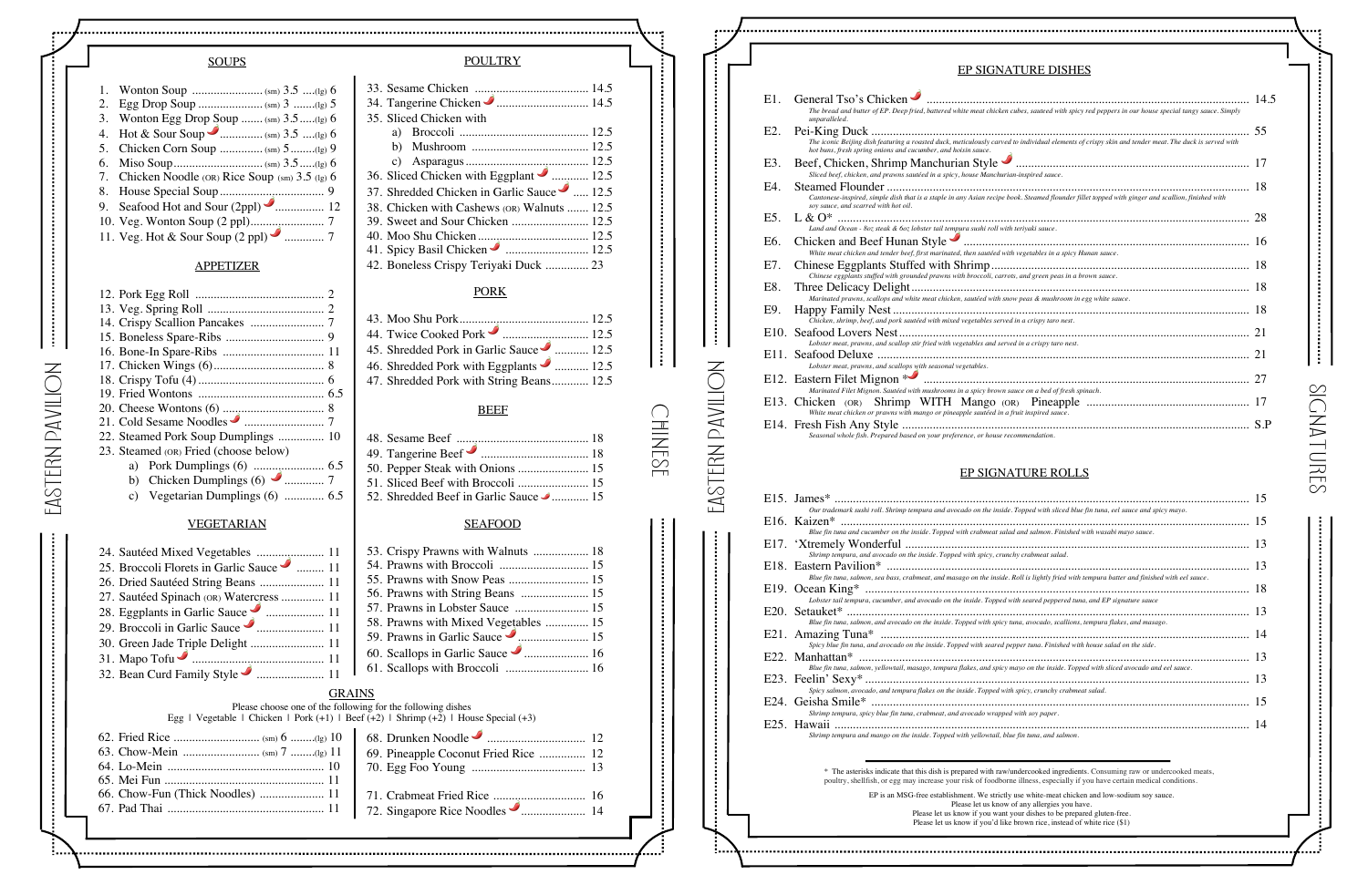# EASTERN PAVILION — CHINESE

## SOUPS

1. Wonton Soup ........................ (sm) 3.5 ....(lg) 6
2. Egg Drop Soup ..................... (sm) 3 .......(lg) 5
3. Wonton Egg Drop Soup ....... (sm) 3.5.....(lg) 6
4. Hot & Sour Soup 🌶 ............. (sm) 3.5 ....(lg) 6
5. Chicken Corn Soup .............. (sm) 5.......(lg) 9
6. Miso Soup............................. (sm) 3.5.....(lg) 6
7. Chicken Noodle (OR) Rice Soup (sm) 3.5 (lg) 6
8. House Special Soup.................................. 9
9. Seafood Hot and Sour (2ppl) 🌶 ................ 12
10. Veg. Wonton Soup (2 ppl)........................ 7
11. Veg. Hot & Sour Soup (2 ppl) 🌶 ............. 7

## APPETIZER

12. Pork Egg Roll .......................................... 2
13. Veg. Spring Roll ...................................... 2
14. Crispy Scallion Pancakes ........................ 7
15. Boneless Spare-Ribs ................................ 9
16. Bone-In Spare-Ribs ................................. 11
17. Chicken Wings (6).................................... 8
18. Crispy Tofu (4) ......................................... 6
19. Fried Wontons .......................................... 6.5
20. Cheese Wontons (6) ................................. 8
21. Cold Sesame Noodles 🌶 .......................... 7
22. Steamed Pork Soup Dumplings ............... 10
23. Steamed (OR) Fried (choose below)
    a) Pork Dumplings (6) ........................ 6.5
    b) Chicken Dumplings (6) 🌶 ............. 7
    c) Vegetarian Dumplings (6) ............. 6.5

## VEGETARIAN

24. Sautéed Mixed Vegetables ...................... 11
25. Broccoli Florets in Garlic Sauce 🌶 ......... 11
26. Dried Sautéed String Beans .................... 11
27. Sautéed Spinach (OR) Watercress ............. 11
28. Eggplants in Garlic Sauce 🌶 ................... 11
29. Broccoli in Garlic Sauce 🌶 ...................... 11
30. Green Jade Triple Delight ........................ 11
31. Mapo Tofu 🌶 ........................................... 11
32. Bean Curd Family Style 🌶 ...................... 11

## POULTRY

33. Sesame Chicken ..................................... 14.5
34. Tangerine Chicken 🌶 .............................. 14.5
35. Sliced Chicken with
    a) Broccoli .......................................... 12.5
    b) Mushroom ...................................... 12.5
    c) Asparagus........................................ 12.5
36. Sliced Chicken with Eggplant 🌶 ............ 12.5
37. Shredded Chicken in Garlic Sauce 🌶 ..... 12.5
38. Chicken with Cashews (OR) Walnuts ....... 12.5
39. Sweet and Sour Chicken ......................... 12.5
40. Moo Shu Chicken.................................... 12.5
41. Spicy Basil Chicken 🌶 ........................... 12.5
42. Boneless Crispy Teriyaki Duck .............. 23

## PORK

43. Moo Shu Pork.......................................... 12.5
44. Twice Cooked Pork 🌶 ............................. 12.5
45. Shredded Pork in Garlic Sauce 🌶 ........... 12.5
46. Shredded Pork with Eggplants 🌶 ........... 12.5
47. Shredded Pork with String Beans............ 12.5

## BEEF

48. Sesame Beef ........................................... 18
49. Tangerine Beef 🌶 ................................... 18
50. Pepper Steak with Onions ....................... 15
51. Sliced Beef with Broccoli ....................... 15
52. Shredded Beef in Garlic Sauce 🌶 ........... 15

## SEAFOOD

53. Crispy Prawns with Walnuts .................. 18
54. Prawns with Broccoli ............................. 15
55. Prawns with Snow Peas .......................... 15
56. Prawns with String Beans ...................... 15
57. Prawns in Lobster Sauce ........................ 15
58. Prawns with Mixed Vegetables .............. 15
59. Prawns in Garlic Sauce 🌶 ........................ 15
60. Scallops in Garlic Sauce 🌶 ..................... 16
61. Scallops with Broccoli ........................... 16

## GRAINS

Please choose one of the following for the following dishes
Egg | Vegetable | Chicken | Pork (+1) | Beef (+2) | Shrimp (+2) | House Special (+3)

62. Fried Rice ............................ (sm) 6 ........(lg) 10
63. Chow-Mein .......................... (sm) 7 ........(lg) 11
64. Lo-Mein .................................................... 10
65. Mei Fun .................................................... 11
66. Chow-Fun (Thick Noodles) ..................... 11
67. Pad Thai ................................................... 11

68. Drunken Noodle 🌶 ................................ 12
69. Pineapple Coconut Fried Rice ............... 12
70. Egg Foo Young ....................................... 13

71. Crabmeat Fried Rice .............................. 16
72. Singapore Rice Noodles 🌶 ..................... 14

# EASTERN PAVILION — SIGNATURES

## EP SIGNATURE DISHES

E1. General Tso's Chicken 🌶 ........................................................................ 14.5
*The bread and butter of EP. Deep fried, battered white meat chicken cubes, sauteed with spicy red peppers in our house special tangy sauce. Simply unparalleled.*

E2. Pei-King Duck ........................................................................................ 55
*The iconic Beijing dish featuring a roasted duck, meticulously carved to individual elements of crispy skin and tender meat. The duck is served with hot buns, fresh spring onions and cucumber, and hoisin sauce.*

E3. Beef, Chicken, Shrimp Manchurian Style 🌶 .............................................. 17
*Sliced beef, chicken, and prawns sautéed in a spicy, house Manchurian-inspired sauce.*

E4. Steamed Flounder ................................................................................... 18
*Cantonese-inspired, simple dish that is a staple in any Asian recipe book. Steamed flounder fillet topped with ginger and scallion, finished with soy sauce, and scarred with hot oil.*

E5. L & O* .................................................................................................. 28
*Land and Ocean - 8oz steak & 6oz lobster tail tempura sushi roll with teriyaki sauce.*

E6. Chicken and Beef Hunan Style 🌶 ........................................................... 16
*White meat chicken and tender beef, first marinated, then sautéed with vegetables in a spicy Hunan sauce.*

E7. Chinese Eggplants Stuffed with Shrimp..................................................... 18
*Chinese eggplants stuffed with grounded prawns with broccoli, carrots, and green peas in a brown sauce.*

E8. Three Delicacy Delight.............................................................................. 18
*Marinated prawns, scallops and white meat chicken, sautéed with snow peas & mushroom in egg white sauce.*

E9. Happy Family Nest ................................................................................... 18
*Chicken, shrimp, beef, and pork sautéed with mixed vegetables served in a crispy taro nest.*

E10. Seafood Lovers Nest............................................................................... 21
*Lobster meat, prawns, and scallop stir fried with vegetables and served in a crispy taro nest.*

E11. Seafood Deluxe ...................................................................................... 21
*Lobster meat, prawns, and scallops with seasonal vegetables.*

E12. Eastern Filet Mignon * 🌶 ....................................................................... 27
*Marinated Filet Mignon. Sautéed with mushrooms in a spicy brown sauce on a bed of fresh spinach.*

E13. Chicken (OR) Shrimp WITH Mango (OR) Pineapple ................................... 17
*White meat chicken or prawns with mango or pineapple sautéed in a fruit inspired sauce.*

E14. Fresh Fish Any Style ............................................................................... S.P
*Seasonal whole fish. Prepared based on your preference, or house recommendation.*

## EP SIGNATURE ROLLS

E15. James* .................................................................................................. 15
*Our trademark sushi roll. Shrimp tempura and avocado on the inside. Topped with sliced blue fin tuna, eel sauce and spicy mayo.*

E16. Kaizen* .................................................................................................. 15
*Blue fin tuna and cucumber on the inside. Topped with crabmeat salad and salmon. Finished with wasabi mayo sauce.*

E17. 'Xtremely Wonderful ............................................................................... 13
*Shrimp tempura, and avocado on the inside. Topped with spicy, crunchy crabmeat salad.*

E18. Eastern Pavilion* .................................................................................... 13
*Blue fin tuna, salmon, sea bass, crabmeat, and masago on the inside. Roll is lightly fried with tempura batter and finished with eel sauce.*

E19. Ocean King* ........................................................................................... 18
*Lobster tail tempura, cucumber, and avocado on the inside. Topped with seared peppered tuna, and EP signature sauce*

E20. Setsuket* ............................................................................................... 13
*Blue fin tuna, salmon, and avocado on the inside. Topped with spicy tuna, avocado, scallions, tempura flakes, and masago.*

E21. Amazing Tuna* ....................................................................................... 14
*Spicy blue fin tuna, and avocado on the inside. Topped with seared pepper tuna. Finished with house salad on the side.*

E22. Manhattan* ............................................................................................ 13
*Blue fin tuna, salmon, yellowtail, masago, tempura flakes, and spicy mayo on the inside. Topped with sliced avocado and eel sauce.*

E23. Feelin' Sexy* .......................................................................................... 13
*Spicy salmon, avocado, and tempura flakes on the inside. Topped with spicy, crunchy crabmeat salad.*

E24. Geisha Smile* ......................................................................................... 15
*Shrimp tempura, spicy blue fin tuna, crabmeat, and avocado wrapped with soy paper.*

E25. Hawaii .................................................................................................... 14
*Shrimp tempura and mango on the inside. Topped with yellowtail, blue fin tuna, and salmon.*

---

\* The asterisks indicate that this dish is prepared with raw/undercooked ingredients. Consuming raw or undercooked meats, poultry, shellfish, or egg may increase your risk of foodborne illness, especially if you have certain medical conditions.

EP is an MSG-free establishment. We strictly use white-meat chicken and low-sodium soy sauce.
Please let us know of any allergies you have.
Please let us know if you want your dishes to be prepared gluten-free.
Please let us know if you'd like brown rice, instead of white rice ($1)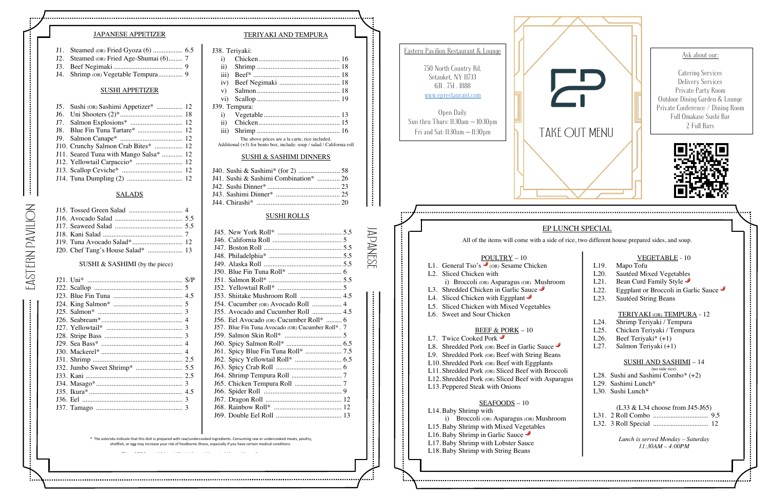## JAPANESE APPETIZER

- J1. Steamed (OR) Fried Gyoza (6) ................. 6.5
- J2. Steamed (OR) Fried Age-Shumai (6)........ 7
- J3. Beef Negimaki ........................................ 9
- J4. Shrimp (OR) Vegetable Tempura.............. 9

## SUSHI APPETIZER

- J5. Sushi (OR) Sashimi Appetizer* ............... 12
- J6. Uni Shooters (2)*.................................... 18
- J7. Salmon Explosions* ............................... 12
- J8. Blue Fin Tuna Tartare* .......................... 12
- J9. Salmon Canape* ..................................... 12
- J10. Crunchy Salmon Crab Bites* ................ 12
- J11. Seared Tuna with Mango Salsa* ............ 12
- J12. Yellowtail Carpaccio* ........................... 12
- J13. Scallop Ceviche* ................................... 12
- J14. Tuna Dumpling (2) ................................ 12

## SALADS

- J15. Tossed Green Salad ............................... 4
- J16. Avocado Salad ....................................... 5.5
- J17. Seaweed Salad ....................................... 5.5
- J18. Kani Salad .............................................. 7
- J19. Tuna Avocado Salad*............................. 12
- J20. Chef Tang's House Salad* .................... 13

## SUSHI & SASHIMI (by the piece)

- J21. Uni* ........................................................ S/P
- J22. Scallop .................................................... 5
- J23. Blue Fin Tuna ......................................... 4.5
- J24. King Salmon* ......................................... 5
- J25. Salmon* .................................................. 3
- J26. Seabream*............................................... 4
- J27. Yellowtail* ............................................. 3
- J28. Stripe Bass .............................................. 3
- J29. Sea Bass* ................................................ 4
- J30. Mackerel* ............................................... 4
- J31. Shrimp .................................................... 2.5
- J32. Jumbo Sweet Shrimp* ........................... 5.5
- J33. Kani ........................................................ 2.5
- J34. Masago*.................................................. 3
- J35. Ikura*...................................................... 4.5
- J36. Eel .......................................................... 3
- J37. Tamago .................................................. 3

## TERIYAKI AND TEMPURA

J38. Teriyaki:
- i) Chicken............................................... 16
- ii) Shrimp ................................................ 18
- iii) Beef* .................................................. 18
- iv) Beef Negimaki ................................... 18
- v) Salmon ................................................ 18
- vi) Scallop ................................................ 19

J39. Tempura:
- i) Vegetable ............................................ 13
- ii) Chicken............................................... 15
- iii) Shrimp ................................................ 16

The above prices are a la carte, rice included.
Additional (+3) for bento box, include: soup / salad / California roll

## SUSHI & SASHIMI DINNERS

- J40. Sushi & Sashimi* (for 2) ........................ 58
- J41. Sushi & Sashimi Combination* ............. 26
- J42. Sushi Dinner*.......................................... 23
- J43. Sashimi Dinner* ..................................... 25
- J44. Chirashi* ................................................ 20

## SUSHI ROLLS

- J45. New York Roll* ..................................... 5.5
- J46. California Roll ....................................... 5
- J47. Boston Roll ............................................ 5.5
- J48. Philadelphia* ......................................... 5.5
- J49. Alaska Roll ............................................ 5.5
- J50. Blue Fin Tuna Roll* ............................... 6
- J51. Salmon Roll* ......................................... 5.5
- J52. Yellowtail Roll*...................................... 5
- J53. Shiitake Mushroom Roll ........................ 4.5
- J54. Cucumber (OR) Avocado Roll ................ 4
- J55. Avocado and Cucumber Roll ................. 4.5
- J56. Eel Avocado (OR) Cucumber Roll* ......... 6
- J57. Blue Fin Tuna Avocado (OR) Cucumber Roll* . 7
- J59. Salmon Skin Roll* ................................. 5
- J60. Spicy Salmon Roll* ................................ 6.5
- J61. Spicy Blue Fin Tuna Roll* ..................... 7.5
- J62. Spicy Yellowtail Roll* ........................... 6.5
- J63. Spicy Crab Roll ...................................... 6
- J64. Shrimp Tempura Roll ............................. 7
- J65. Chicken Tempura Roll ........................... 7
- J66. Spider Roll ............................................. 9
- J67. Dragon Roll ............................................ 12
- J68. Rainbow Roll* ........................................ 12
- J69. Double Eel Roll ...................................... 13

* The asterisks indicate that this dish is prepared with raw/undercooked ingredients. Consuming raw or undercooked meats, poultry, shellfish, or egg may increase your risk of foodborne illness, especially if you have certain medical conditions.

EASTERN PAVILION

JAPANESE

Eastern Pavilion Restaurant & Lounge

750 North Country Rd.
Setauket, NY 11733
631 . 751 . 1888
www.eprestaurant.com

Open Daily
Sun thru Thurs: 11:30am – 10:30pm
Fri and Sat: 11:30am – 11:30pm

EP

TAKE OUT MENU

Ask about our:

Catering Services
Delivery Services
Private Party Room
Outdoor Dining Garden & Lounge
Private Conference / Dining Room
Full Omakase Sushi Bar
2 Full Bars

## EP LUNCH SPECIAL

All of the items will come with a side of rice, two different house prepared sides, and soup.

### POULTRY – 10

- L1. General Tso's (spicy) (OR) Sesame Chicken
- L2. Sliced Chicken with
  - i) Broccoli (OR) Asparagus (OR) Mushroom
- L3. Shredded Chicken in Garlic Sauce (spicy)
- L4. Sliced Chicken with Eggplant (spicy)
- L5. Sliced Chicken with Mixed Vegetables
- L6. Sweet and Sour Chicken

### BEEF & PORK – 10

- L7. Twice Cooked Pork (spicy)
- L8. Shredded Pork (OR) Beef in Garlic Sauce (spicy)
- L9. Shredded Pork (OR) Beef with String Beans
- L10. Shredded Pork (OR) Beef with Eggplants
- L11. Shredded Pork (OR) Sliced Beef with Broccoli
- L12. Shredded Pork (OR) Sliced Beef with Asparagus
- L13. Peppered Steak with Onions

### SEAFOODS – 10

- L14. Baby Shrimp with
  - i) Broccoli (OR) Asparagus (OR) Mushroom
- L15. Baby Shrimp with Mixed Vegetables
- L16. Baby Shrimp in Garlic Sauce (spicy)
- L17. Baby Shrimp with Lobster Sauce
- L18. Baby Shrimp with String Beans

### VEGETABLE - 10

- L19. Mapo Tofu
- L20. Sautéed Mixed Vegetables
- L21. Bean Curd Family Style (spicy)
- L22. Eggplant or Broccoli in Garlic Sauce (spicy)
- L23. Sautéed String Beans

### TERIYAKI (OR) TEMPURA - 12

- L24. Shrimp Teriyaki / Tempura
- L25. Chicken Teriyaki / Tempura
- L26. Beef Teriyaki* (+1)
- L27. Salmon Teriyaki (+1)

### SUSHI AND SASHIMI – 14

(no side rice)

- L28. Sushi and Sashimi Combo* (+2)
- L29. Sashimi Lunch*
- L30. Sushi Lunch*

(L33 & L34 choose from J45-J65)

- L31. 2 Roll Combo ................................ 9.5
- L32. 3 Roll Special ................................ 12

*Lunch is served Monday – Saturday*
*11:30AM – 4:00PM*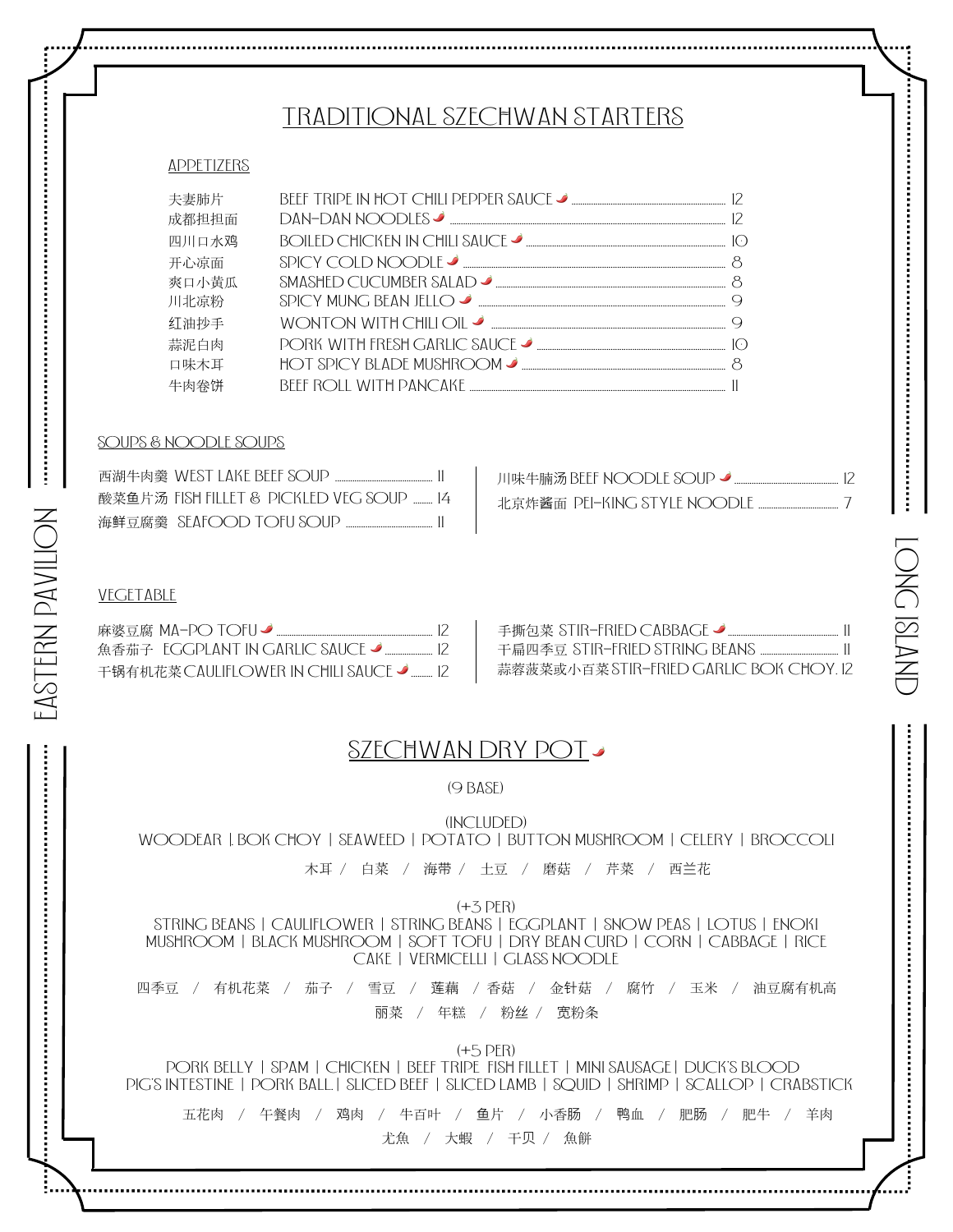# TRADITIONAL SZECHWAN STARTERS

## APPETIZERS

| | | |
|---|---|---|
| 夫妻肺片 | BEEF TRIPE IN HOT CHILI PEPPER SAUCE 🌶 | 12 |
| 成都担担面 | DAN-DAN NOODLES 🌶 | 12 |
| 四川口水鸡 | BOILED CHICKEN IN CHILI SAUCE 🌶 | 10 |
| 开心凉面 | SPICY COLD NOODLE 🌶 | 8 |
| 爽口小黄瓜 | SMASHED CUCUMBER SALAD 🌶 | 8 |
| 川北凉粉 | SPICY MUNG BEAN JELLO 🌶 | 9 |
| 红油抄手 | WONTON WITH CHILI OIL 🌶 | 9 |
| 蒜泥白肉 | PORK WITH FRESH GARLIC SAUCE 🌶 | 10 |
| 口味木耳 | HOT SPICY BLADE MUSHROOM 🌶 | 8 |
| 牛肉卷饼 | BEEF ROLL WITH PANCAKE | 11 |

## SOUPS & NOODLE SOUPS

- 西湖牛肉羹 WEST LAKE BEEF SOUP ... 11
- 酸菜鱼片汤 FISH FILLET & PICKLED VEG SOUP ... 14
- 海鲜豆腐羹 SEAFOOD TOFU SOUP ... 11
- 川味牛腩汤 BEEF NOODLE SOUP 🌶 ... 12
- 北京炸醬面 PEI-KING STYLE NOODLE ... 7

## VEGETABLE

- 麻婆豆腐 MA-PO TOFU 🌶 ... 12
- 魚香茄子 EGGPLANT IN GARLIC SAUCE 🌶 ... 12
- 干锅有机花菜 CAULIFLOWER IN CHILI SAUCE 🌶 ... 12
- 手撕包菜 STIR-FRIED CABBAGE 🌶 ... 11
- 干扁四季豆 STIR-FRIED STRING BEANS ... 11
- 蒜蓉菠菜或小百菜 STIR-FRIED GARLIC BOK CHOY. 12

# SZECHWAN DRY POT 🌶

(9 BASE)

(INCLUDED)

WOODEAR | BOK CHOY | SEAWEED | POTATO | BUTTON MUSHROOM | CELERY | BROCCOLI

木耳 / 白菜 / 海带 / 土豆 / 磨菇 / 芹菜 / 西兰花

(+3 PER)

STRING BEANS | CAULIFLOWER | STRING BEANS | EGGPLANT | SNOW PEAS | LOTUS | ENOKI MUSHROOM | BLACK MUSHROOM | SOFT TOFU | DRY BEAN CURD | CORN | CABBAGE | RICE CAKE | VERMICELLI | GLASS NOODLE

四季豆 / 有机花菜 / 茄子 / 雪豆 / 莲藕 / 香菇 / 金针菇 / 腐竹 / 玉米 / 油豆腐有机高丽菜 / 年糕 / 粉丝 / 宽粉条

(+5 PER)

PORK BELLY | SPAM | CHICKEN | BEEF TRIPE FISH FILLET | MINI SAUSAGE | DUCK'S BLOOD PIG'S INTESTINE | PORK BALL | SLICED BEEF | SLICED LAMB | SQUID | SHRIMP | SCALLOP | CRABSTICK

五花肉 / 午餐肉 / 鸡肉 / 牛百叶 / 鱼片 / 小香肠 / 鴨血 / 肥肠 / 肥牛 / 羊肉 尤魚 / 大蝦 / 干贝 / 魚餅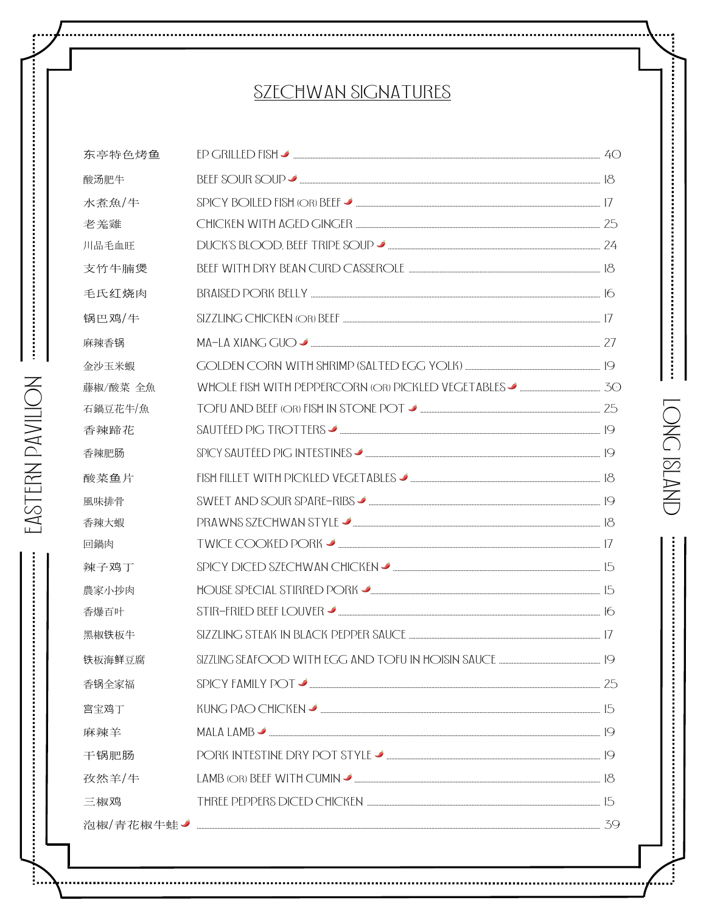## SZECHWAN SIGNATURES

| | | |
|---|---|---|
| 东亭特色烤鱼 | EP GRILLED FISH 🌶 | 40 |
| 酸汤肥牛 | BEEF SOUR SOUP 🌶 | 18 |
| 水煮魚/牛 | SPICY BOILED FISH (OR) BEEF 🌶 | 17 |
| 老羌雞 | CHICKEN WITH AGED GINGER | 25 |
| 川品毛血旺 | DUCK'S BLOOD, BEEF TRIPE SOUP 🌶 | 24 |
| 支竹牛腩煲 | BEEF WITH DRY BEAN CURD CASSEROLE | 18 |
| 毛氏红烧肉 | BRAISED PORK BELLY | 16 |
| 锅巴鸡/牛 | SIZZLING CHICKEN (OR) BEEF | 17 |
| 麻辣香锅 | MA-LA XIANG GUO 🌶 | 27 |
| 金沙玉米蝦 | GOLDEN CORN WITH SHRIMP (SALTED EGG YOLK) | 19 |
| 藤椒/酸菜 全魚 | WHOLE FISH WITH PEPPERCORN (OR) PICKLED VEGETABLES 🌶 | 30 |
| 石鍋豆花牛/魚 | TOFU AND BEEF (OR) FISH IN STONE POT 🌶 | 25 |
| 香辣蹄花 | SAUTÉED PIG TROTTERS 🌶 | 19 |
| 香辣肥肠 | SPICY SAUTÉED PIG INTESTINES 🌶 | 19 |
| 酸菜鱼片 | FISH FILLET WITH PICKLED VEGETABLES 🌶 | 18 |
| 風味排骨 | SWEET AND SOUR SPARE-RIBS 🌶 | 19 |
| 香辣大蝦 | PRAWNS SZECHWAN STYLE 🌶 | 18 |
| 回鍋肉 | TWICE COOKED PORK 🌶 | 17 |
| 辣子鸡丁 | SPICY DICED SZECHWAN CHICKEN 🌶 | 15 |
| 農家小抄肉 | HOUSE SPECIAL STIRRED PORK 🌶 | 15 |
| 香爆百叶 | STIR-FRIED BEEF LOUVER 🌶 | 16 |
| 黑椒铁板牛 | SIZZLING STEAK IN BLACK PEPPER SAUCE | 17 |
| 铁板海鲜豆腐 | SIZZLING SEAFOOD WITH EGG AND TOFU IN HOISIN SAUCE | 19 |
| 香锅全家福 | SPICY FAMILY POT 🌶 | 25 |
| 宫宝鸡丁 | KUNG PAO CHICKEN 🌶 | 15 |
| 麻辣羊 | MALA LAMB 🌶 | 19 |
| 干锅肥肠 | PORK INTESTINE DRY POT STYLE 🌶 | 19 |
| 孜然羊/牛 | LAMB (OR) BEEF WITH CUMIN 🌶 | 18 |
| 三椒鸡 | THREE PEPPERS DICED CHICKEN | 15 |
| 泡椒/青花椒牛蛙 🌶 | | 39 |

EASTERN PAVILION

LONG ISLAND